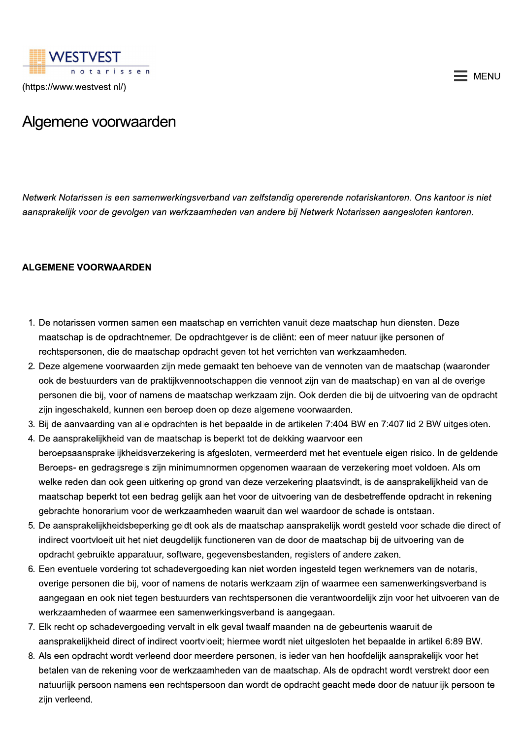WESTVEST notarissen

(https://www.westvest.nl/)

MENU

# Algemene voorwaarden

*Netwerk Notarissen is een samenwerkingsverband van zelfstandig opererende notariskantoren. Ons kantoor is niet aansprakelijk voor de gevolgen van werkzaamheden van andere bij Netwerk Notarissen aangesloten kantoren.*

**ALGEMENE VOORWAARDEN**

1. De notarissen vormen samen een maatschap en verrichten vanuit deze maatschap hun diensten. Deze maatschap is de opdrachtnemer. De opdrachtgever is de cliënt: een of meer natuurlijke personen of rechtspersonen, die de maatschap opdracht geven tot het verrichten van werkzaamheden.
2. Deze algemene voorwaarden zijn mede gemaakt ten behoeve van de vennoten van de maatschap (waaronder ook de bestuurders van de praktijkvennootschappen die vennoot zijn van de maatschap) en van al de overige personen die bij, voor of namens de maatschap werkzaam zijn. Ook derden die bij de uitvoering van de opdracht zijn ingeschakeld, kunnen een beroep doen op deze algemene voorwaarden.
3. Bij de aanvaarding van alle opdrachten is het bepaalde in de artikelen 7:404 BW en 7:407 lid 2 BW uitgesloten.
4. De aansprakelijkheid van de maatschap is beperkt tot de dekking waarvoor een beroepsaansprakelijkheidsverzekering is afgesloten, vermeerderd met het eventuele eigen risico. In de geldende Beroeps- en gedragsregels zijn minimumnormen opgenomen waaraan de verzekering moet voldoen. Als om welke reden dan ook geen uitkering op grond van deze verzekering plaatsvindt, is de aansprakelijkheid van de maatschap beperkt tot een bedrag gelijk aan het voor de uitvoering van de desbetreffende opdracht in rekening gebrachte honorarium voor de werkzaamheden waaruit dan wel waardoor de schade is ontstaan.
5. De aansprakelijkheidsbeperking geldt ook als de maatschap aansprakelijk wordt gesteld voor schade die direct of indirect voortvloeit uit het niet deugdelijk functioneren van de door de maatschap bij de uitvoering van de opdracht gebruikte apparatuur, software, gegevensbestanden, registers of andere zaken.
6. Een eventuele vordering tot schadevergoeding kan niet worden ingesteld tegen werknemers van de notaris, overige personen die bij, voor of namens de notaris werkzaam zijn of waarmee een samenwerkingsverband is aangegaan en ook niet tegen bestuurders van rechtspersonen die verantwoordelijk zijn voor het uitvoeren van de werkzaamheden of waarmee een samenwerkingsverband is aangegaan.
7. Elk recht op schadevergoeding vervalt in elk geval twaalf maanden na de gebeurtenis waaruit de aansprakelijkheid direct of indirect voortvloeit; hiermee wordt niet uitgesloten het bepaalde in artikel 6:89 BW.
8. Als een opdracht wordt verleend door meerdere personen, is ieder van hen hoofdelijk aansprakelijk voor het betalen van de rekening voor de werkzaamheden van de maatschap. Als de opdracht wordt verstrekt door een natuurlijk persoon namens een rechtspersoon dan wordt de opdracht geacht mede door de natuurlijk persoon te zijn verleend.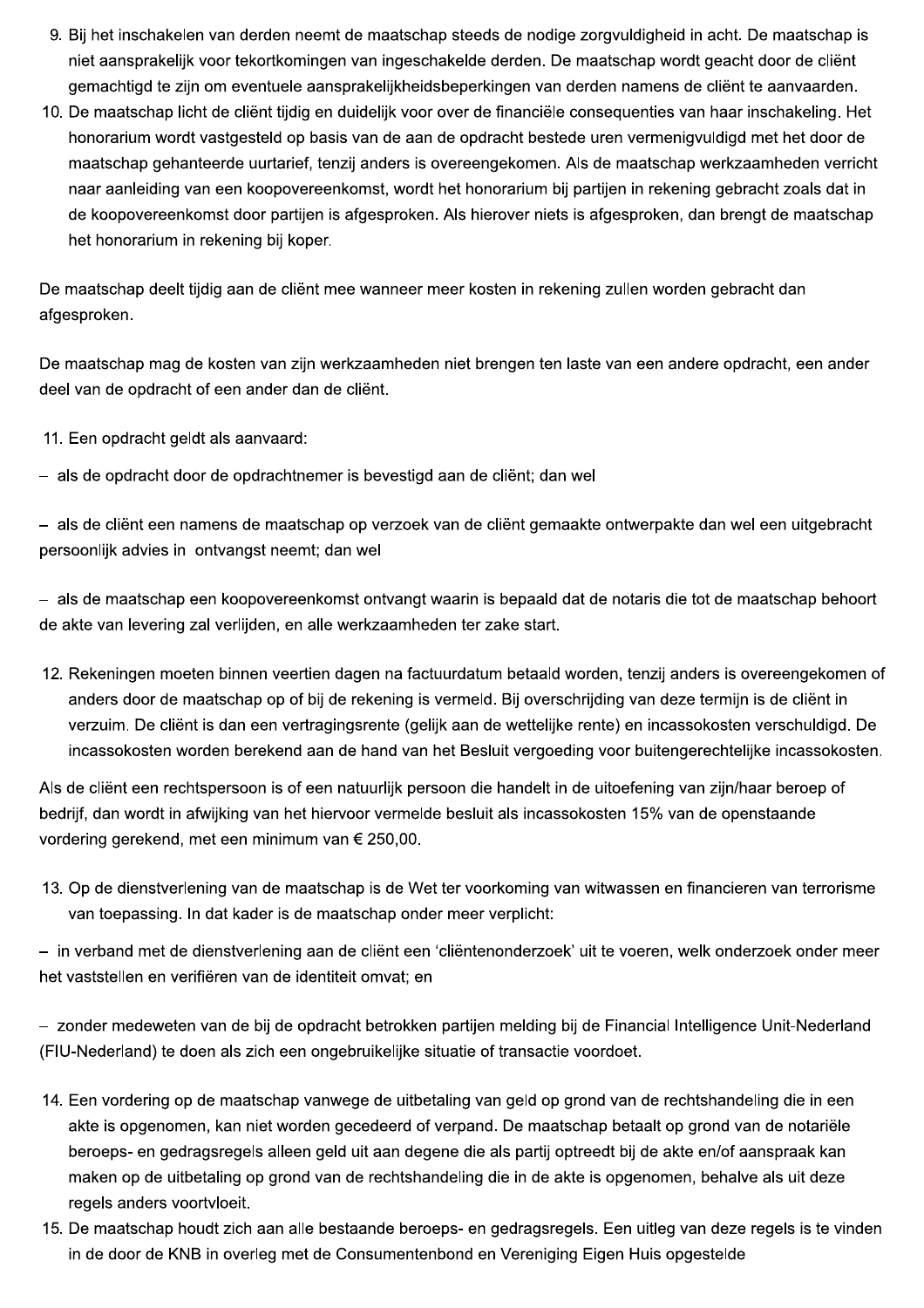9. Bij het inschakelen van derden neemt de maatschap steeds de nodige zorgvuldigheid in acht. De maatschap is niet aansprakelijk voor tekortkomingen van ingeschakelde derden. De maatschap wordt geacht door de cliënt gemachtigd te zijn om eventuele aansprakelijkheidsbeperkingen van derden namens de cliënt te aanvaarden.
10. De maatschap licht de cliënt tijdig en duidelijk voor over de financiële consequenties van haar inschakeling. Het honorarium wordt vastgesteld op basis van de aan de opdracht bestede uren vermenigvuldigd met het door de maatschap gehanteerde uurtarief, tenzij anders is overeengekomen. Als de maatschap werkzaamheden verricht naar aanleiding van een koopovereenkomst, wordt het honorarium bij partijen in rekening gebracht zoals dat in de koopovereenkomst door partijen is afgesproken. Als hierover niets is afgesproken, dan brengt de maatschap het honorarium in rekening bij koper.

De maatschap deelt tijdig aan de cliënt mee wanneer meer kosten in rekening zullen worden gebracht dan afgesproken.

De maatschap mag de kosten van zijn werkzaamheden niet brengen ten laste van een andere opdracht, een ander deel van de opdracht of een ander dan de cliënt.

11. Een opdracht geldt als aanvaard:

- als de opdracht door de opdrachtnemer is bevestigd aan de cliënt; dan wel

- als de cliënt een namens de maatschap op verzoek van de cliënt gemaakte ontwerpakte dan wel een uitgebracht persoonlijk advies in ontvangst neemt; dan wel

- als de maatschap een koopovereenkomst ontvangt waarin is bepaald dat de notaris die tot de maatschap behoort de akte van levering zal verlijden, en alle werkzaamheden ter zake start.

12. Rekeningen moeten binnen veertien dagen na factuurdatum betaald worden, tenzij anders is overeengekomen of anders door de maatschap op of bij de rekening is vermeld. Bij overschrijding van deze termijn is de cliënt in verzuim. De cliënt is dan een vertragingsrente (gelijk aan de wettelijke rente) en incassokosten verschuldigd. De incassokosten worden berekend aan de hand van het Besluit vergoeding voor buitengerechtelijke incassokosten.

Als de cliënt een rechtspersoon is of een natuurlijk persoon die handelt in de uitoefening van zijn/haar beroep of bedrijf, dan wordt in afwijking van het hiervoor vermelde besluit als incassokosten 15% van de openstaande vordering gerekend, met een minimum van € 250,00.

13. Op de dienstverlening van de maatschap is de Wet ter voorkoming van witwassen en financieren van terrorisme van toepassing. In dat kader is de maatschap onder meer verplicht:

- in verband met de dienstverlening aan de cliënt een 'cliëntenonderzoek' uit te voeren, welk onderzoek onder meer het vaststellen en verifiëren van de identiteit omvat; en

- zonder medeweten van de bij de opdracht betrokken partijen melding bij de Financial Intelligence Unit-Nederland (FIU-Nederland) te doen als zich een ongebruikelijke situatie of transactie voordoet.

14. Een vordering op de maatschap vanwege de uitbetaling van geld op grond van de rechtshandeling die in een akte is opgenomen, kan niet worden gecedeerd of verpand. De maatschap betaalt op grond van de notariële beroeps- en gedragsregels alleen geld uit aan degene die als partij optreedt bij de akte en/of aanspraak kan maken op de uitbetaling op grond van de rechtshandeling die in de akte is opgenomen, behalve als uit deze regels anders voortvloeit.
15. De maatschap houdt zich aan alle bestaande beroeps- en gedragsregels. Een uitleg van deze regels is te vinden in de door de KNB in overleg met de Consumentenbond en Vereniging Eigen Huis opgestelde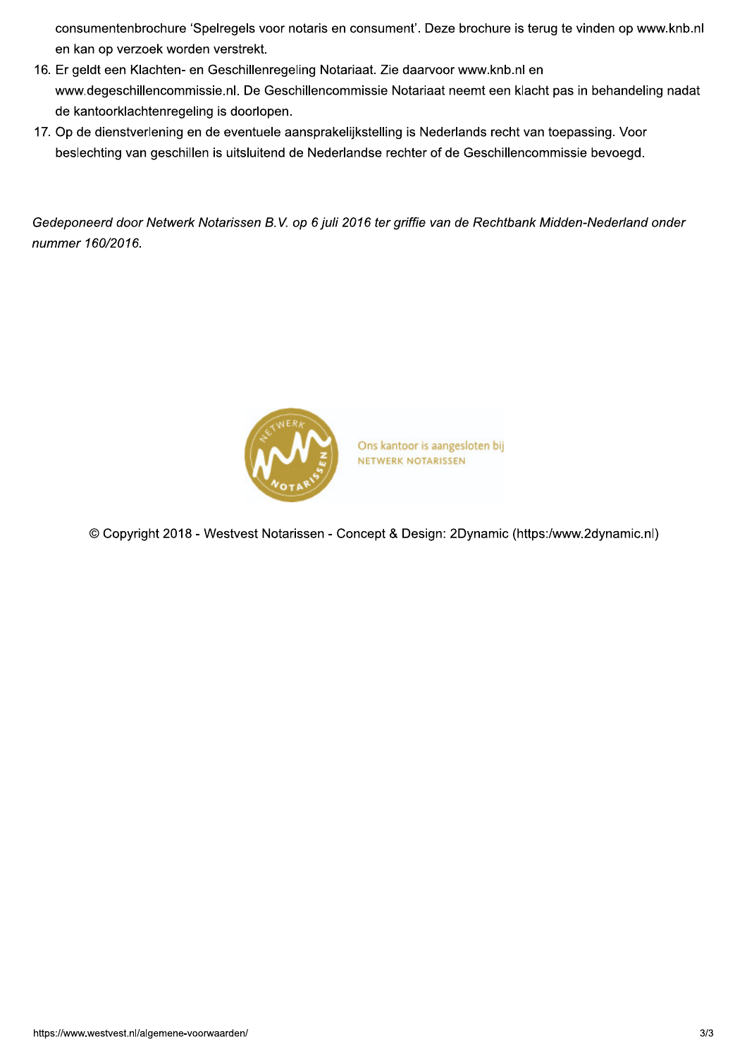consumentenbrochure 'Spelregels voor notaris en consument'. Deze brochure is terug te vinden op www.knb.nl en kan op verzoek worden verstrekt.

16. Er geldt een Klachten- en Geschillenregeling Notariaat. Zie daarvoor www.knb.nl en www.degeschillencommissie.nl. De Geschillencommissie Notariaat neemt een klacht pas in behandeling nadat de kantoorklachtenregeling is doorlopen.
17. Op de dienstverlening en de eventuele aansprakelijkstelling is Nederlands recht van toepassing. Voor beslechting van geschillen is uitsluitend de Nederlandse rechter of de Geschillencommissie bevoegd.

*Gedeponeerd door Netwerk Notarissen B.V. op 6 juli 2016 ter griffie van de Rechtbank Midden-Nederland onder nummer 160/2016.*

Ons kantoor is aangesloten bij
NETWERK NOTARISSEN

© Copyright 2018 - Westvest Notarissen - Concept & Design: 2Dynamic (https:/www.2dynamic.nl)